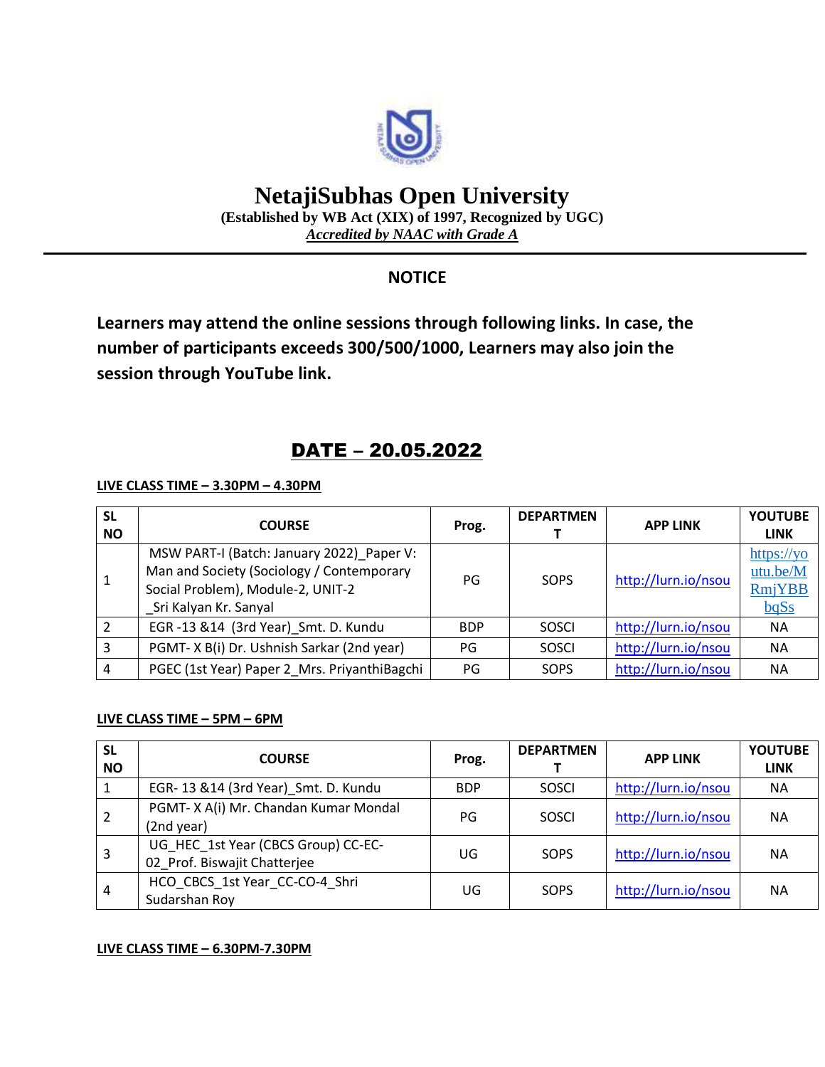# NetajiSubhas Open University

**(Established by WB Act (XIX) of 1997, Recognized by UGC)**

***Accredited by NAAC with Grade A***

---

## NOTICE

**Learners may attend the online sessions through following links. In case, the number of participants exceeds 300/500/1000, Learners may also join the session through YouTube link.**

## DATE – 20.05.2022

**LIVE CLASS TIME – 3.30PM – 4.30PM**

| SL NO | COURSE | Prog. | DEPARTMENT | APP LINK | YOUTUBE LINK |
|---|---|---|---|---|---|
| 1 | MSW PART-I (Batch: January 2022)_Paper V: Man and Society (Sociology / Contemporary Social Problem), Module-2, UNIT-2 _Sri Kalyan Kr. Sanyal | PG | SOPS | http://lurn.io/nsou | https://youtu.be/MRmjYBBbqSs |
| 2 | EGR -13 &14 (3rd Year)_Smt. D. Kundu | BDP | SOSCI | http://lurn.io/nsou | NA |
| 3 | PGMT- X B(i) Dr. Ushnish Sarkar (2nd year) | PG | SOSCI | http://lurn.io/nsou | NA |
| 4 | PGEC (1st Year) Paper 2_Mrs. PriyanthiBagchi | PG | SOPS | http://lurn.io/nsou | NA |

**LIVE CLASS TIME – 5PM – 6PM**

| SL NO | COURSE | Prog. | DEPARTMENT | APP LINK | YOUTUBE LINK |
|---|---|---|---|---|---|
| 1 | EGR- 13 &14 (3rd Year)_Smt. D. Kundu | BDP | SOSCI | http://lurn.io/nsou | NA |
| 2 | PGMT- X A(i) Mr. Chandan Kumar Mondal (2nd year) | PG | SOSCI | http://lurn.io/nsou | NA |
| 3 | UG_HEC_1st Year (CBCS Group) CC-EC-02_Prof. Biswajit Chatterjee | UG | SOPS | http://lurn.io/nsou | NA |
| 4 | HCO_CBCS_1st Year_CC-CO-4_Shri Sudarshan Roy | UG | SOPS | http://lurn.io/nsou | NA |

**LIVE CLASS TIME – 6.30PM-7.30PM**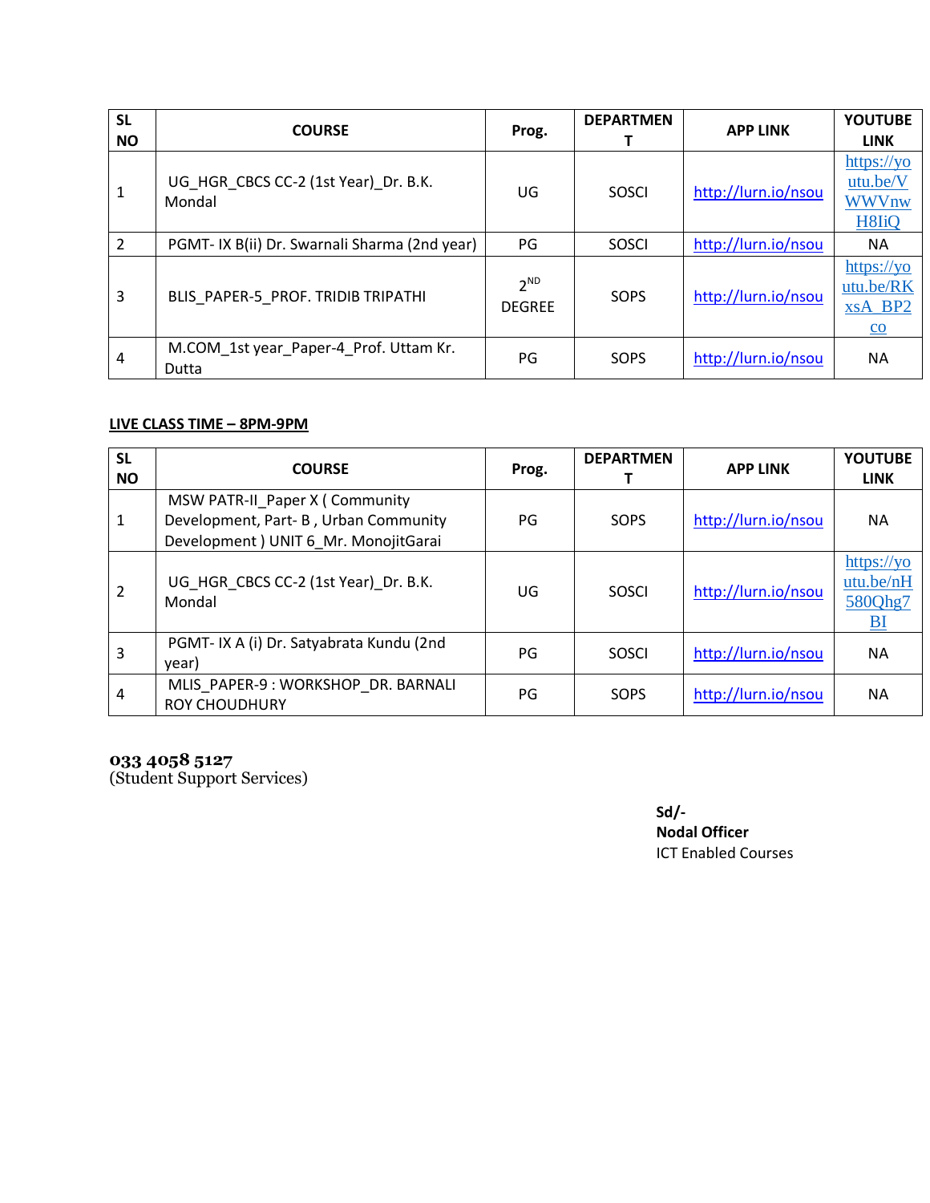| SL NO | COURSE | Prog. | DEPARTMENT | APP LINK | YOUTUBE LINK |
|---|---|---|---|---|---|
| 1 | UG_HGR_CBCS CC-2 (1st Year)_Dr. B.K. Mondal | UG | SOSCI | http://lurn.io/nsou | https://youtu.be/VWWVnwH8IiQ |
| 2 | PGMT- IX B(ii) Dr. Swarnali Sharma (2nd year) | PG | SOSCI | http://lurn.io/nsou | NA |
| 3 | BLIS_PAPER-5_PROF. TRIDIB TRIPATHI | 2ND DEGREE | SOPS | http://lurn.io/nsou | https://youtu.be/RKxsA_BP2co |
| 4 | M.COM_1st year_Paper-4_Prof. Uttam Kr. Dutta | PG | SOPS | http://lurn.io/nsou | NA |

**LIVE CLASS TIME – 8PM-9PM**

| SL NO | COURSE | Prog. | DEPARTMENT | APP LINK | YOUTUBE LINK |
|---|---|---|---|---|---|
| 1 | MSW PATR-II_Paper X ( Community Development, Part- B , Urban Community Development ) UNIT 6_Mr. MonojitGarai | PG | SOPS | http://lurn.io/nsou | NA |
| 2 | UG_HGR_CBCS CC-2 (1st Year)_Dr. B.K. Mondal | UG | SOSCI | http://lurn.io/nsou | https://youtu.be/nH580Qhg7BI |
| 3 | PGMT- IX A (i) Dr. Satyabrata Kundu (2nd year) | PG | SOSCI | http://lurn.io/nsou | NA |
| 4 | MLIS_PAPER-9 : WORKSHOP_DR. BARNALI ROY CHOUDHURY | PG | SOPS | http://lurn.io/nsou | NA |

**033 4058 5127**
(Student Support Services)

**Sd/-**
**Nodal Officer**
ICT Enabled Courses